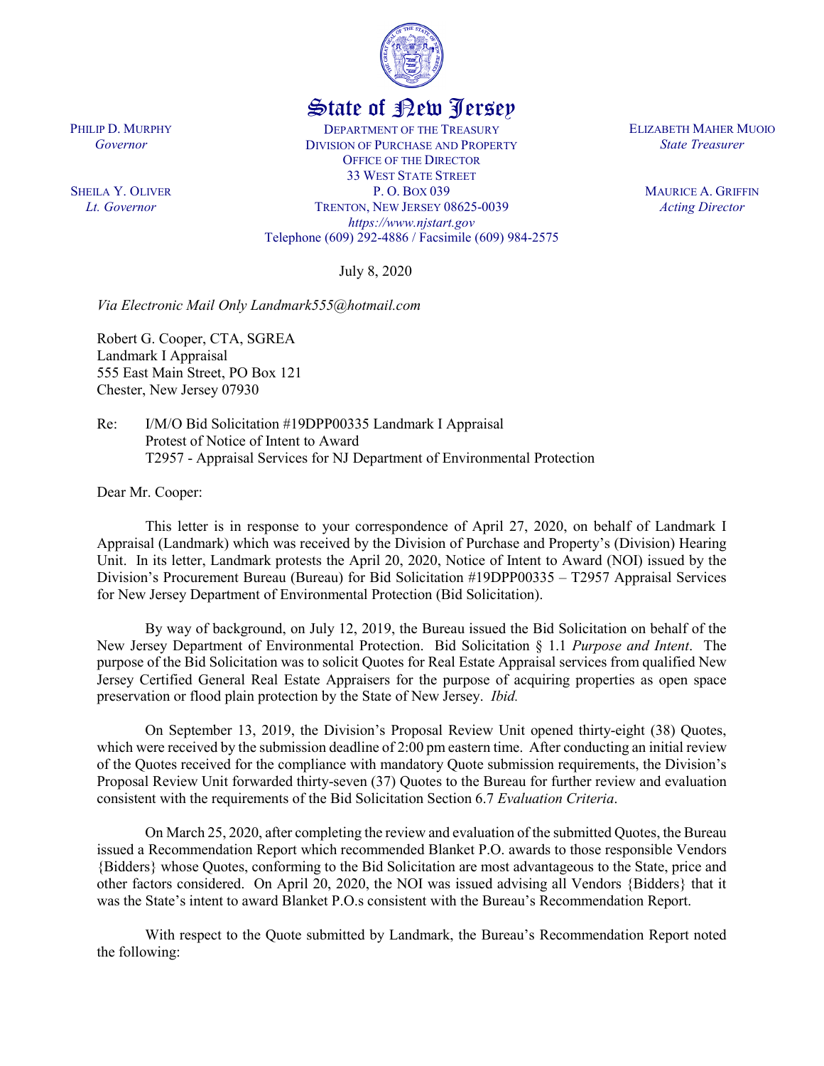State of New Jersey

PHILIP D. MURPHY
*Governor*

SHEILA Y. OLIVER
*Lt. Governor*

DEPARTMENT OF THE TREASURY
DIVISION OF PURCHASE AND PROPERTY
OFFICE OF THE DIRECTOR
33 WEST STATE STREET
P. O. BOX 039
TRENTON, NEW JERSEY 08625-0039
*https://www.njstart.gov*
Telephone (609) 292-4886 / Facsimile (609) 984-2575

ELIZABETH MAHER MUOIO
*State Treasurer*

MAURICE A. GRIFFIN
*Acting Director*

July 8, 2020

*Via Electronic Mail Only Landmark555@hotmail.com*

Robert G. Cooper, CTA, SGREA
Landmark I Appraisal
555 East Main Street, PO Box 121
Chester, New Jersey 07930

Re: I/M/O Bid Solicitation #19DPP00335 Landmark I Appraisal
Protest of Notice of Intent to Award
T2957 - Appraisal Services for NJ Department of Environmental Protection

Dear Mr. Cooper:

This letter is in response to your correspondence of April 27, 2020, on behalf of Landmark I Appraisal (Landmark) which was received by the Division of Purchase and Property's (Division) Hearing Unit. In its letter, Landmark protests the April 20, 2020, Notice of Intent to Award (NOI) issued by the Division's Procurement Bureau (Bureau) for Bid Solicitation #19DPP00335 – T2957 Appraisal Services for New Jersey Department of Environmental Protection (Bid Solicitation).

By way of background, on July 12, 2019, the Bureau issued the Bid Solicitation on behalf of the New Jersey Department of Environmental Protection. Bid Solicitation § 1.1 *Purpose and Intent*. The purpose of the Bid Solicitation was to solicit Quotes for Real Estate Appraisal services from qualified New Jersey Certified General Real Estate Appraisers for the purpose of acquiring properties as open space preservation or flood plain protection by the State of New Jersey. *Ibid.*

On September 13, 2019, the Division's Proposal Review Unit opened thirty-eight (38) Quotes, which were received by the submission deadline of 2:00 pm eastern time. After conducting an initial review of the Quotes received for the compliance with mandatory Quote submission requirements, the Division's Proposal Review Unit forwarded thirty-seven (37) Quotes to the Bureau for further review and evaluation consistent with the requirements of the Bid Solicitation Section 6.7 *Evaluation Criteria*.

On March 25, 2020, after completing the review and evaluation of the submitted Quotes, the Bureau issued a Recommendation Report which recommended Blanket P.O. awards to those responsible Vendors {Bidders} whose Quotes, conforming to the Bid Solicitation are most advantageous to the State, price and other factors considered. On April 20, 2020, the NOI was issued advising all Vendors {Bidders} that it was the State's intent to award Blanket P.O.s consistent with the Bureau's Recommendation Report.

With respect to the Quote submitted by Landmark, the Bureau's Recommendation Report noted the following: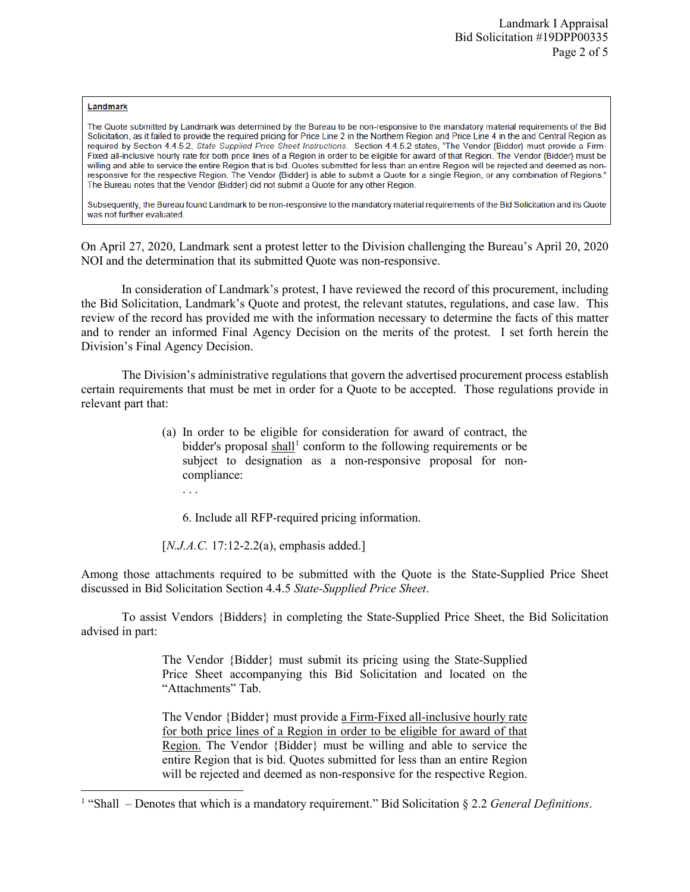> **Landmark**
>
> The Quote submitted by Landmark was determined by the Bureau to be non-responsive to the mandatory material requirements of the Bid Solicitation, as it failed to provide the required pricing for Price Line 2 in the Northern Region and Price Line 4 in the and Central Region as required by Section 4.4.5.2, *State Supplied Price Sheet Instructions*. Section 4.4.5.2 states, "The Vendor {Bidder} must provide a Firm-Fixed all-inclusive hourly rate for both price lines of a Region in order to be eligible for award of that Region. The Vendor {Bidder} must be willing and able to service the entire Region that is bid. Quotes submitted for less than an entire Region will be rejected and deemed as non-responsive for the respective Region. The Vendor {Bidder} is able to submit a Quote for a single Region, or any combination of Regions." The Bureau notes that the Vendor {Bidder} did not submit a Quote for any other Region.
>
> Subsequently, the Bureau found Landmark to be non-responsive to the mandatory material requirements of the Bid Solicitation and its Quote was not further evaluated.

On April 27, 2020, Landmark sent a protest letter to the Division challenging the Bureau's April 20, 2020 NOI and the determination that its submitted Quote was non-responsive.

In consideration of Landmark's protest, I have reviewed the record of this procurement, including the Bid Solicitation, Landmark's Quote and protest, the relevant statutes, regulations, and case law. This review of the record has provided me with the information necessary to determine the facts of this matter and to render an informed Final Agency Decision on the merits of the protest. I set forth herein the Division's Final Agency Decision.

The Division's administrative regulations that govern the advertised procurement process establish certain requirements that must be met in order for a Quote to be accepted. Those regulations provide in relevant part that:

> (a) In order to be eligible for consideration for award of contract, the bidder's proposal <u>shall</u>[1] conform to the following requirements or be subject to designation as a non-responsive proposal for non-compliance:
>
> . . .
>
> 6. Include all RFP-required pricing information.
>
> [*N.J.A.C.* 17:12-2.2(a), emphasis added.]

Among those attachments required to be submitted with the Quote is the State-Supplied Price Sheet discussed in Bid Solicitation Section 4.4.5 *State-Supplied Price Sheet*.

To assist Vendors {Bidders} in completing the State-Supplied Price Sheet, the Bid Solicitation advised in part:

> The Vendor {Bidder} must submit its pricing using the State-Supplied Price Sheet accompanying this Bid Solicitation and located on the "Attachments" Tab.
>
> The Vendor {Bidder} must provide <u>a Firm-Fixed all-inclusive hourly rate for both price lines of a Region in order to be eligible for award of that Region.</u> The Vendor {Bidder} must be willing and able to service the entire Region that is bid. Quotes submitted for less than an entire Region will be rejected and deemed as non-responsive for the respective Region.

---

[1] "Shall – Denotes that which is a mandatory requirement." Bid Solicitation § 2.2 *General Definitions*.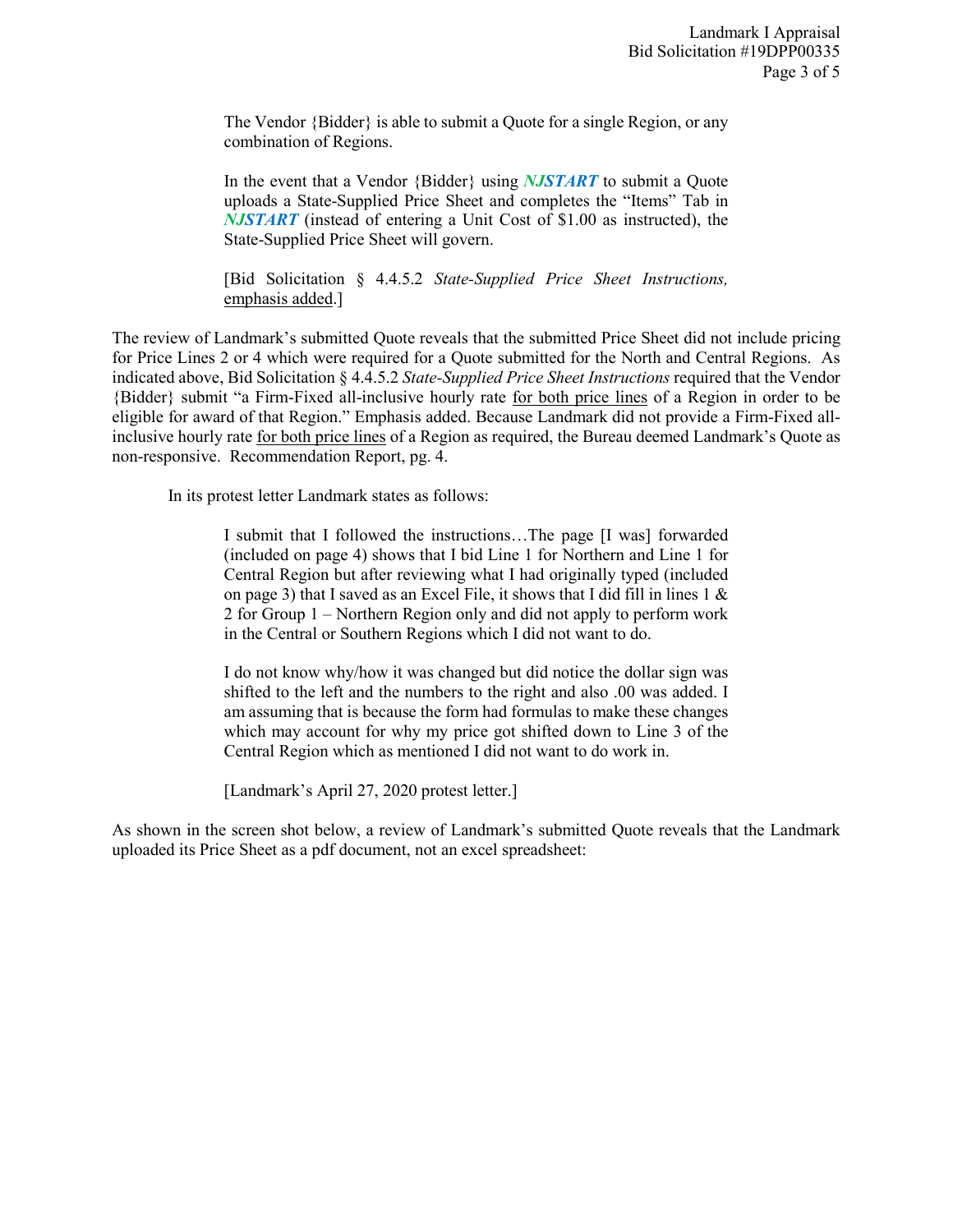> The Vendor {Bidder} is able to submit a Quote for a single Region, or any combination of Regions.
>
> In the event that a Vendor {Bidder} using ***NJSTART*** to submit a Quote uploads a State-Supplied Price Sheet and completes the "Items" Tab in ***NJSTART*** (instead of entering a Unit Cost of $1.00 as instructed), the State-Supplied Price Sheet will govern.
>
> [Bid Solicitation § 4.4.5.2 *State-Supplied Price Sheet Instructions,* emphasis added.]

The review of Landmark's submitted Quote reveals that the submitted Price Sheet did not include pricing for Price Lines 2 or 4 which were required for a Quote submitted for the North and Central Regions. As indicated above, Bid Solicitation § 4.4.5.2 *State-Supplied Price Sheet Instructions* required that the Vendor {Bidder} submit "a Firm-Fixed all-inclusive hourly rate for both price lines of a Region in order to be eligible for award of that Region." Emphasis added. Because Landmark did not provide a Firm-Fixed all-inclusive hourly rate for both price lines of a Region as required, the Bureau deemed Landmark's Quote as non-responsive. Recommendation Report, pg. 4.

In its protest letter Landmark states as follows:

> I submit that I followed the instructions…The page [I was] forwarded (included on page 4) shows that I bid Line 1 for Northern and Line 1 for Central Region but after reviewing what I had originally typed (included on page 3) that I saved as an Excel File, it shows that I did fill in lines 1 & 2 for Group 1 – Northern Region only and did not apply to perform work in the Central or Southern Regions which I did not want to do.
>
> I do not know why/how it was changed but did notice the dollar sign was shifted to the left and the numbers to the right and also .00 was added. I am assuming that is because the form had formulas to make these changes which may account for why my price got shifted down to Line 3 of the Central Region which as mentioned I did not want to do work in.
>
> [Landmark's April 27, 2020 protest letter.]

As shown in the screen shot below, a review of Landmark's submitted Quote reveals that the Landmark uploaded its Price Sheet as a pdf document, not an excel spreadsheet: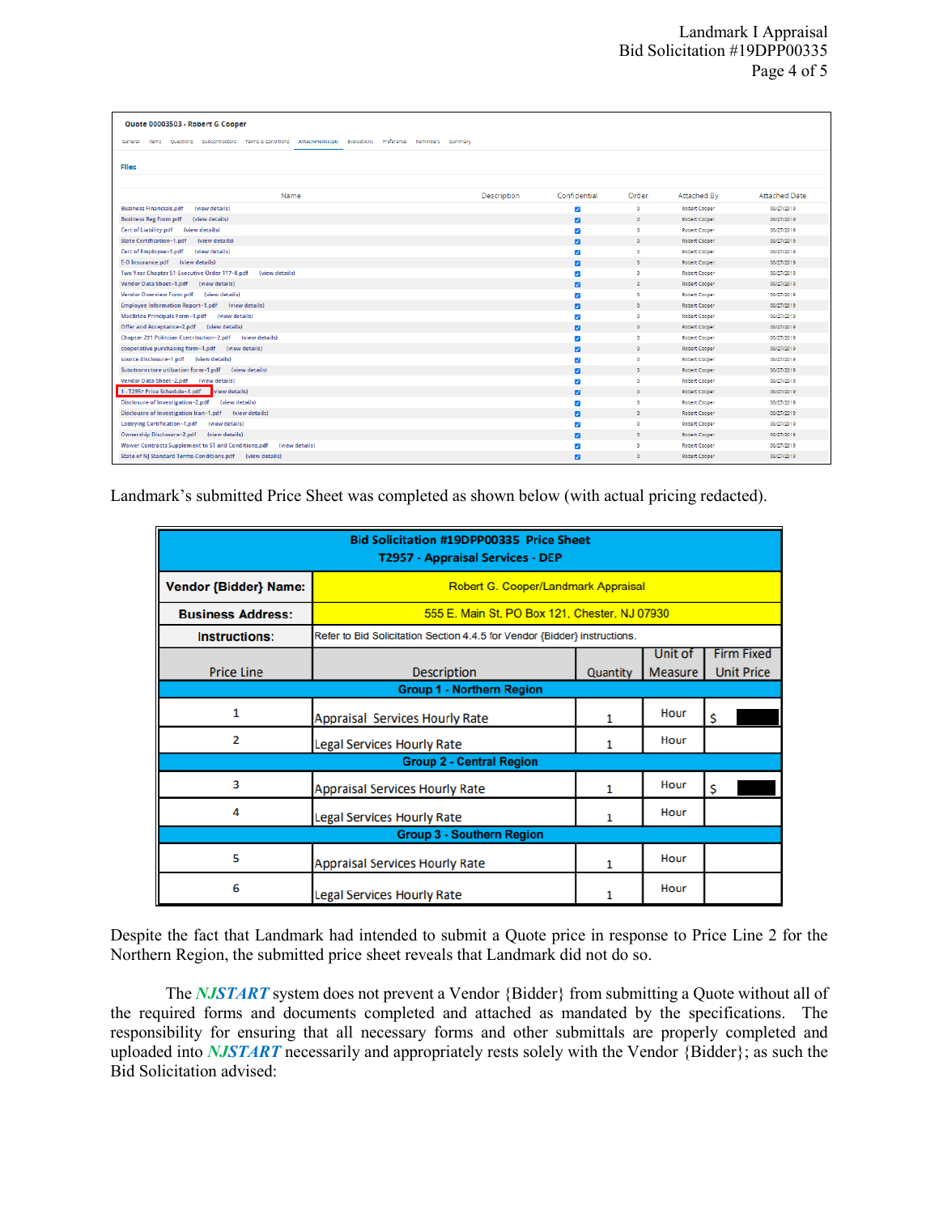Quote 00003503 - Robert G Cooper

General | Items | Questions | Subcontractors | Terms & Conditions | Attachments(24) | Evaluations | Preference | Reminders | Summary

**Files**

| Name | Description | Confidential | Order | Attached By | Attached Date |
|---|---|---|---|---|---|
| Business Financials.pdf (view details) | | ✓ | 0 | Robert Cooper | 06/27/2019 |
| Business Reg Form.pdf (view details) | | ✓ | 0 | Robert Cooper | 06/27/2019 |
| Cert of Liability.pdf (view details) | | ✓ | 0 | Robert Cooper | 06/27/2019 |
| State Certification~1.pdf (view details) | | ✓ | 0 | Robert Cooper | 06/27/2019 |
| Cert of Employee~1.pdf (view details) | | ✓ | 0 | Robert Cooper | 06/27/2019 |
| E-O Insurance.pdf (view details) | | ✓ | 0 | Robert Cooper | 06/27/2019 |
| Two Year Chapter 51-Executive Order 117~8.pdf (view details) | | ✓ | 0 | Robert Cooper | 06/27/2019 |
| Vendor Data Sheet~1.pdf (view details) | | ✓ | 0 | Robert Cooper | 06/27/2019 |
| Vendor Overview Form.pdf (view details) | | ✓ | 0 | Robert Cooper | 06/27/2019 |
| Employee Information Report~1.pdf (view details) | | ✓ | 0 | Robert Cooper | 06/27/2019 |
| MacBride Principals Form~1.pdf (view details) | | ✓ | 0 | Robert Cooper | 06/27/2019 |
| Offer and Acceptance~2.pdf (view details) | | ✓ | 0 | Robert Cooper | 06/27/2019 |
| Chapter 271 Politician Contribution~2.pdf (view details) | | ✓ | 0 | Robert Cooper | 06/27/2019 |
| cooperative purchasing form~1.pdf (view details) | | ✓ | 0 | Robert Cooper | 06/27/2019 |
| source disclosure~1.pdf (view details) | | ✓ | 0 | Robert Cooper | 06/27/2019 |
| Subcontractore utilization form~1.pdf (view details) | | ✓ | 0 | Robert Cooper | 06/27/2019 |
| Vendor Data Sheet~2.pdf (view details) | | ✓ | 0 | Robert Cooper | 06/27/2019 |
| 1~T2957 Price Schedule~1.pdf (view details) | | ✓ | 0 | Robert Cooper | 06/27/2019 |
| Disclosure of Investigation~2.pdf (view details) | | ✓ | 0 | Robert Cooper | 06/27/2019 |
| Disclosure of Investigation Iran~1.pdf (view details) | | ✓ | 0 | Robert Cooper | 06/27/2019 |
| Lobbying Certification~1.pdf (view details) | | ✓ | 0 | Robert Cooper | 06/27/2019 |
| Ownership Disclosure~2.pdf (view details) | | ✓ | 0 | Robert Cooper | 06/27/2019 |
| Waiver Contracts Supplement to ST and Conditions.pdf (view details) | | ✓ | 0 | Robert Cooper | 06/27/2019 |
| State of NJ Standard Terms-Conditions.pdf (view details) | | ✓ | 0 | Robert Cooper | 06/27/2019 |

Landmark's submitted Price Sheet was completed as shown below (with actual pricing redacted).

| Bid Solicitation #19DPP00335 Price Sheet T2957 - Appraisal Services - DEP | | | | |
|---|---|---|---|---|
| **Vendor {Bidder} Name:** | Robert G. Cooper/Landmark Appraisal | | | |
| **Business Address:** | 555 E. Main St, PO Box 121, Chester, NJ 07930 | | | |
| **Instructions:** | Refer to Bid Solicitation Section 4.4.5 for Vendor {Bidder} instructions. | | | |
| Price Line | Description | Quantity | Unit of Measure | Firm Fixed Unit Price |
| **Group 1 - Northern Region** | | | | |
| 1 | Appraisal Services Hourly Rate | 1 | Hour | $ [redacted] |
| 2 | Legal Services Hourly Rate | 1 | Hour | |
| **Group 2 - Central Region** | | | | |
| 3 | Appraisal Services Hourly Rate | 1 | Hour | $ [redacted] |
| 4 | Legal Services Hourly Rate | 1 | Hour | |
| **Group 3 - Southern Region** | | | | |
| 5 | Appraisal Services Hourly Rate | 1 | Hour | |
| 6 | Legal Services Hourly Rate | 1 | Hour | |

Despite the fact that Landmark had intended to submit a Quote price in response to Price Line 2 for the Northern Region, the submitted price sheet reveals that Landmark did not do so.

The ***NJSTART*** system does not prevent a Vendor {Bidder} from submitting a Quote without all of the required forms and documents completed and attached as mandated by the specifications. The responsibility for ensuring that all necessary forms and other submittals are properly completed and uploaded into ***NJSTART*** necessarily and appropriately rests solely with the Vendor {Bidder}; as such the Bid Solicitation advised: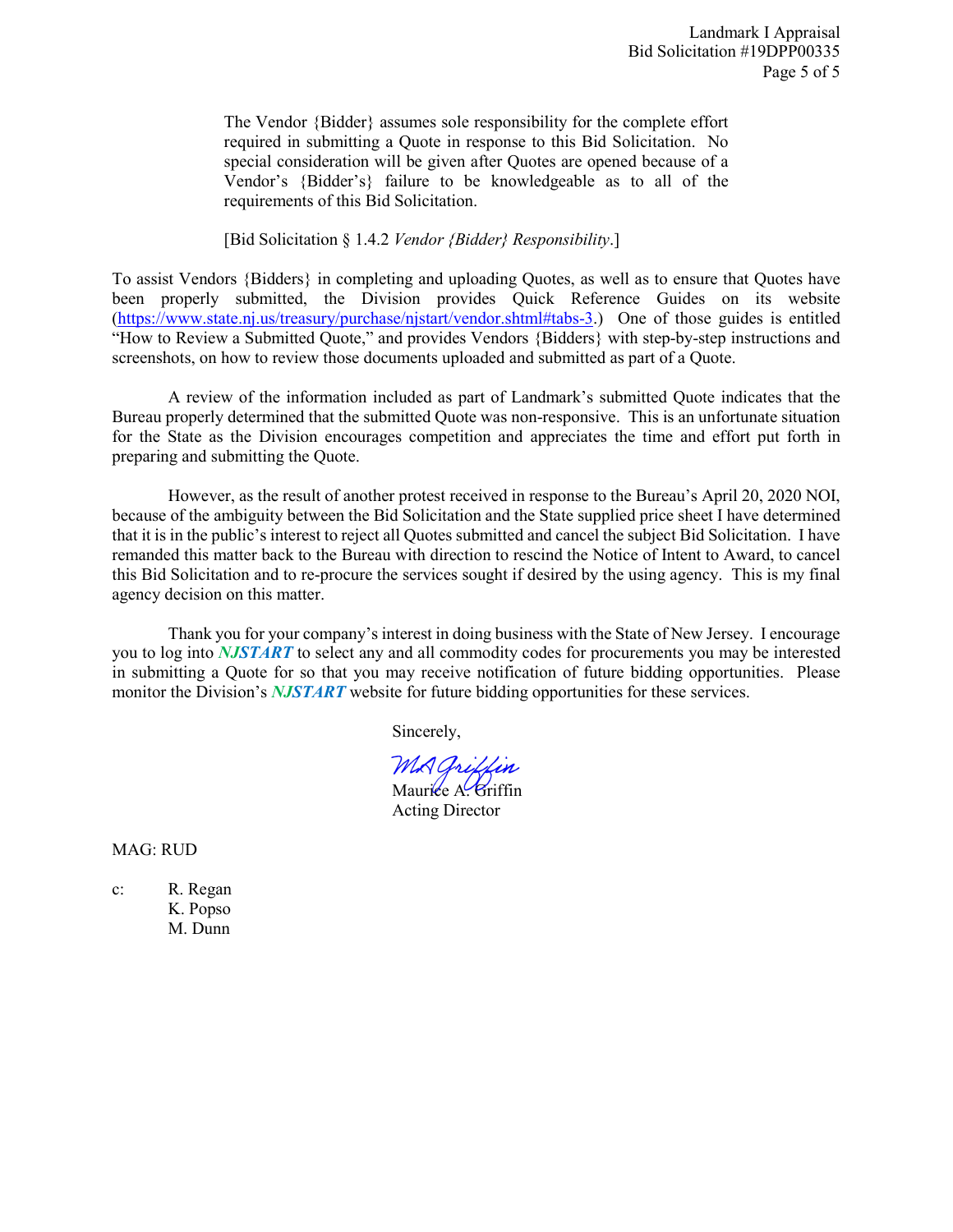> The Vendor {Bidder} assumes sole responsibility for the complete effort required in submitting a Quote in response to this Bid Solicitation. No special consideration will be given after Quotes are opened because of a Vendor's {Bidder's} failure to be knowledgeable as to all of the requirements of this Bid Solicitation.
>
> [Bid Solicitation § 1.4.2 *Vendor {Bidder} Responsibility*.]

To assist Vendors {Bidders} in completing and uploading Quotes, as well as to ensure that Quotes have been properly submitted, the Division provides Quick Reference Guides on its website (https://www.state.nj.us/treasury/purchase/njstart/vendor.shtml#tabs-3.) One of those guides is entitled "How to Review a Submitted Quote," and provides Vendors {Bidders} with step-by-step instructions and screenshots, on how to review those documents uploaded and submitted as part of a Quote.

A review of the information included as part of Landmark's submitted Quote indicates that the Bureau properly determined that the submitted Quote was non-responsive. This is an unfortunate situation for the State as the Division encourages competition and appreciates the time and effort put forth in preparing and submitting the Quote.

However, as the result of another protest received in response to the Bureau's April 20, 2020 NOI, because of the ambiguity between the Bid Solicitation and the State supplied price sheet I have determined that it is in the public's interest to reject all Quotes submitted and cancel the subject Bid Solicitation. I have remanded this matter back to the Bureau with direction to rescind the Notice of Intent to Award, to cancel this Bid Solicitation and to re-procure the services sought if desired by the using agency. This is my final agency decision on this matter.

Thank you for your company's interest in doing business with the State of New Jersey. I encourage you to log into ***NJSTART*** to select any and all commodity codes for procurements you may be interested in submitting a Quote for so that you may receive notification of future bidding opportunities. Please monitor the Division's ***NJSTART*** website for future bidding opportunities for these services.

Sincerely,

MA Griffin

Maurice A. Griffin
Acting Director

MAG: RUD

c: R. Regan
K. Popso
M. Dunn